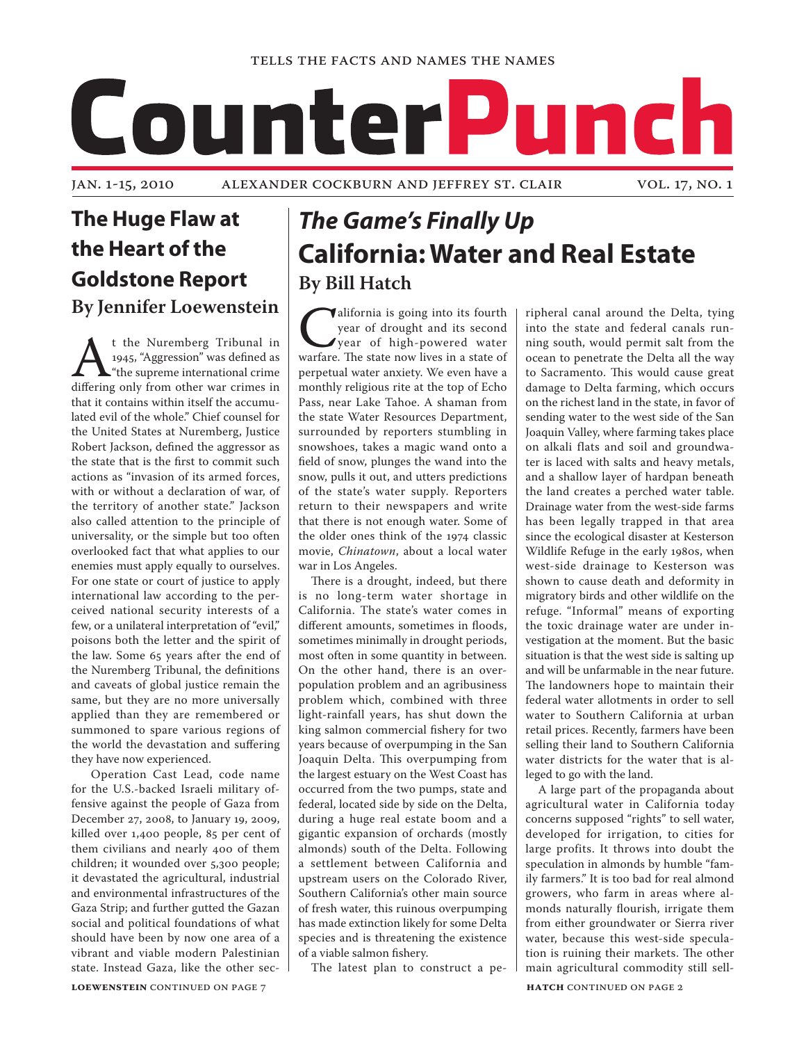TELLS THE FACTS AND NAMES THE NAMES

# CounterPunch

JAN. 1-15, 2010 ALEXANDER COCKBURN AND JEFFREY ST. CLAIR VOL. 17, NO. 1

## The Huge Flaw at the Heart of the Goldstone Report

### By Jennifer Loewenstein

At the Nuremberg Tribunal in 1945, "Aggression" was defined as "the supreme international crime differing only from other war crimes in that it contains within itself the accumulated evil of the whole." Chief counsel for the United States at Nuremberg, Justice Robert Jackson, defined the aggressor as the state that is the first to commit such actions as "invasion of its armed forces, with or without a declaration of war, of the territory of another state." Jackson also called attention to the principle of universality, or the simple but too often overlooked fact that what applies to our enemies must apply equally to ourselves. For one state or court of justice to apply international law according to the perceived national security interests of a few, or a unilateral interpretation of "evil," poisons both the letter and the spirit of the law. Some 65 years after the end of the Nuremberg Tribunal, the definitions and caveats of global justice remain the same, but they are no more universally applied than they are remembered or summoned to spare various regions of the world the devastation and suffering they have now experienced.

Operation Cast Lead, code name for the U.S.-backed Israeli military offensive against the people of Gaza from December 27, 2008, to January 19, 2009, killed over 1,400 people, 85 per cent of them civilians and nearly 400 of them children; it wounded over 5,300 people; it devastated the agricultural, industrial and environmental infrastructures of the Gaza Strip; and further gutted the Gazan social and political foundations of what should have been by now one area of a vibrant and viable modern Palestinian state. Instead Gaza, like the other sec-

**LOEWENSTEIN** CONTINUED ON PAGE 7

## *The Game's Finally Up*
## California: Water and Real Estate

### By Bill Hatch

California is going into its fourth year of drought and its second year of high-powered water warfare. The state now lives in a state of perpetual water anxiety. We even have a monthly religious rite at the top of Echo Pass, near Lake Tahoe. A shaman from the state Water Resources Department, surrounded by reporters stumbling in snowshoes, takes a magic wand onto a field of snow, plunges the wand into the snow, pulls it out, and utters predictions of the state's water supply. Reporters return to their newspapers and write that there is not enough water. Some of the older ones think of the 1974 classic movie, *Chinatown*, about a local water war in Los Angeles.

There is a drought, indeed, but there is no long-term water shortage in California. The state's water comes in different amounts, sometimes in floods, sometimes minimally in drought periods, most often in some quantity in between. On the other hand, there is an overpopulation problem and an agribusiness problem which, combined with three light-rainfall years, has shut down the king salmon commercial fishery for two years because of overpumping in the San Joaquin Delta. This overpumping from the largest estuary on the West Coast has occurred from the two pumps, state and federal, located side by side on the Delta, during a huge real estate boom and a gigantic expansion of orchards (mostly almonds) south of the Delta. Following a settlement between California and upstream users on the Colorado River, Southern California's other main source of fresh water, this ruinous overpumping has made extinction likely for some Delta species and is threatening the existence of a viable salmon fishery.

The latest plan to construct a peripheral canal around the Delta, tying into the state and federal canals running south, would permit salt from the ocean to penetrate the Delta all the way to Sacramento. This would cause great damage to Delta farming, which occurs on the richest land in the state, in favor of sending water to the west side of the San Joaquin Valley, where farming takes place on alkali flats and soil and groundwater is laced with salts and heavy metals, and a shallow layer of hardpan beneath the land creates a perched water table. Drainage water from the west-side farms has been legally trapped in that area since the ecological disaster at Kesterson Wildlife Refuge in the early 1980s, when west-side drainage to Kesterson was shown to cause death and deformity in migratory birds and other wildlife on the refuge. "Informal" means of exporting the toxic drainage water are under investigation at the moment. But the basic situation is that the west side is salting up and will be unfarmable in the near future. The landowners hope to maintain their federal water allotments in order to sell water to Southern California at urban retail prices. Recently, farmers have been selling their land to Southern California water districts for the water that is alleged to go with the land.

A large part of the propaganda about agricultural water in California today concerns supposed "rights" to sell water, developed for irrigation, to cities for large profits. It throws into doubt the speculation in almonds by humble "family farmers." It is too bad for real almond growers, who farm in areas where almonds naturally flourish, irrigate them from either groundwater or Sierra river water, because this west-side speculation is ruining their markets. The other main agricultural commodity still sell-

**HATCH** CONTINUED ON PAGE 2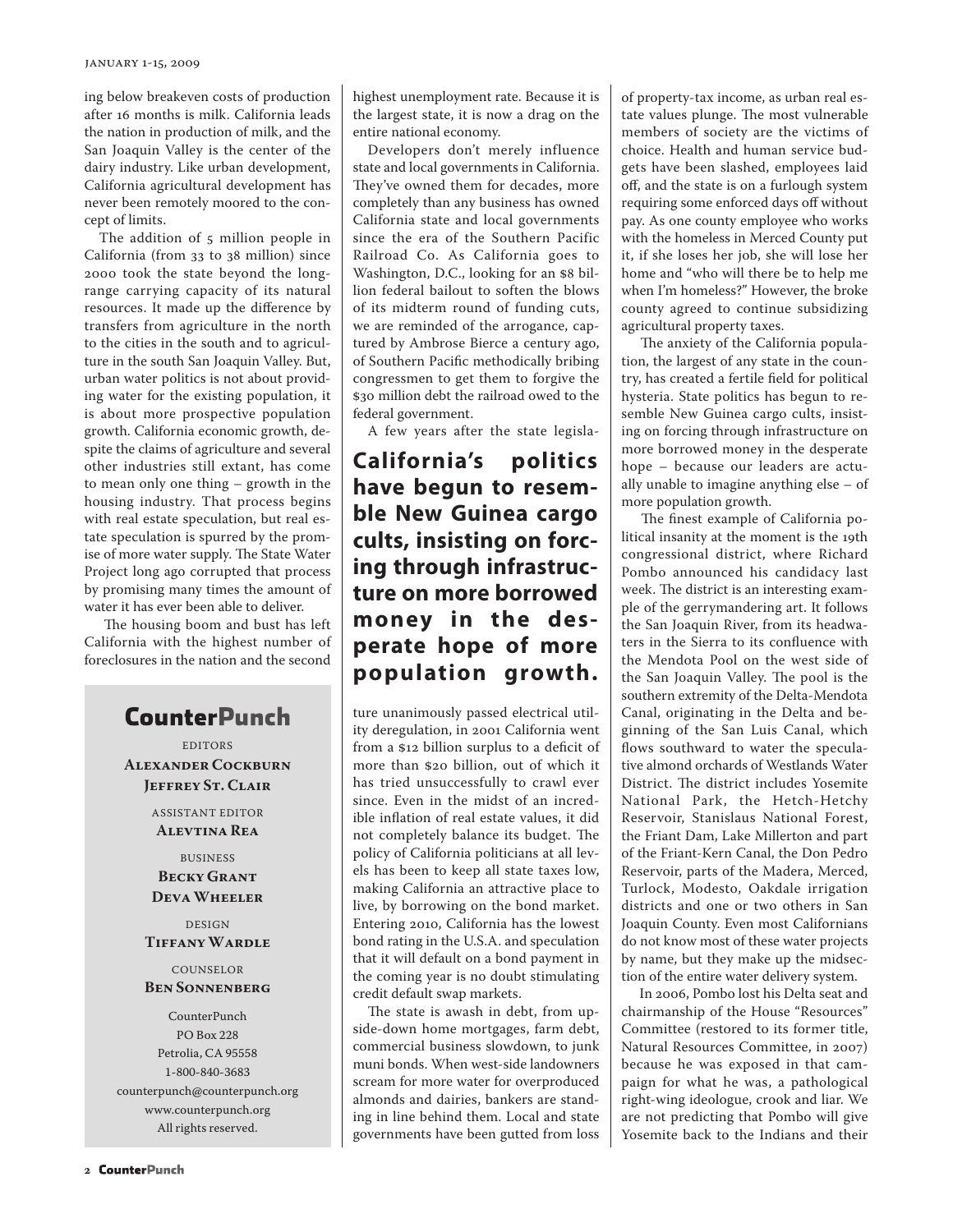ing below breakeven costs of production after 16 months is milk. California leads the nation in production of milk, and the San Joaquin Valley is the center of the dairy industry. Like urban development, California agricultural development has never been remotely moored to the concept of limits.

The addition of 5 million people in California (from 33 to 38 million) since 2000 took the state beyond the long-range carrying capacity of its natural resources. It made up the difference by transfers from agriculture in the north to the cities in the south and to agriculture in the south San Joaquin Valley. But, urban water politics is not about providing water for the existing population, it is about more prospective population growth. California economic growth, despite the claims of agriculture and several other industries still extant, has come to mean only one thing – growth in the housing industry. That process begins with real estate speculation, but real estate speculation is spurred by the promise of more water supply. The State Water Project long ago corrupted that process by promising many times the amount of water it has ever been able to deliver.

The housing boom and bust has left California with the highest number of foreclosures in the nation and the second highest unemployment rate. Because it is the largest state, it is now a drag on the entire national economy.

Developers don't merely influence state and local governments in California. They've owned them for decades, more completely than any business has owned California state and local governments since the era of the Southern Pacific Railroad Co. As California goes to Washington, D.C., looking for an $8 billion federal bailout to soften the blows of its midterm round of funding cuts, we are reminded of the arrogance, captured by Ambrose Bierce a century ago, of Southern Pacific methodically bribing congressmen to get them to forgive the $30 million debt the railroad owed to the federal government.

A few years after the state legislature unanimously passed electrical utility deregulation, in 2001 California went from a $12 billion surplus to a deficit of more than $20 billion, out of which it has tried unsuccessfully to crawl ever since. Even in the midst of an incredible inflation of real estate values, it did not completely balance its budget. The policy of California politicians at all levels has been to keep all state taxes low, making California an attractive place to live, by borrowing on the bond market. Entering 2010, California has the lowest bond rating in the U.S.A. and speculation that it will default on a bond payment in the coming year is no doubt stimulating credit default swap markets.

**California's politics have begun to resemble New Guinea cargo cults, insisting on forcing through infrastructure on more borrowed money in the desperate hope of more population growth.**

The state is awash in debt, from upside-down home mortgages, farm debt, commercial business slowdown, to junk muni bonds. When west-side landowners scream for more water for overproduced almonds and dairies, bankers are standing in line behind them. Local and state governments have been gutted from loss of property-tax income, as urban real estate values plunge. The most vulnerable members of society are the victims of choice. Health and human service budgets have been slashed, employees laid off, and the state is on a furlough system requiring some enforced days off without pay. As one county employee who works with the homeless in Merced County put it, if she loses her job, she will lose her home and "who will there be to help me when I'm homeless?" However, the broke county agreed to continue subsidizing agricultural property taxes.

The anxiety of the California population, the largest of any state in the country, has created a fertile field for political hysteria. State politics has begun to resemble New Guinea cargo cults, insisting on forcing through infrastructure on more borrowed money in the desperate hope – because our leaders are actually unable to imagine anything else – of more population growth.

The finest example of California political insanity at the moment is the 19th congressional district, where Richard Pombo announced his candidacy last week. The district is an interesting example of the gerrymandering art. It follows the San Joaquin River, from its headwaters in the Sierra to its confluence with the Mendota Pool on the west side of the San Joaquin Valley. The pool is the southern extremity of the Delta-Mendota Canal, originating in the Delta and beginning of the San Luis Canal, which flows southward to water the speculative almond orchards of Westlands Water District. The district includes Yosemite National Park, the Hetch-Hetchy Reservoir, Stanislaus National Forest, the Friant Dam, Lake Millerton and part of the Friant-Kern Canal, the Don Pedro Reservoir, parts of the Madera, Merced, Turlock, Modesto, Oakdale irrigation districts and one or two others in San Joaquin County. Even most Californians do not know most of these water projects by name, but they make up the midsection of the entire water delivery system.

In 2006, Pombo lost his Delta seat and chairmanship of the House "Resources" Committee (restored to its former title, Natural Resources Committee, in 2007) because he was exposed in that campaign for what he was, a pathological right-wing ideologue, crook and liar. We are not predicting that Pombo will give Yosemite back to the Indians and their

## CounterPunch

EDITORS
**Alexander Cockburn**
**Jeffrey St. Clair**

ASSISTANT EDITOR
**Alevtina Rea**

BUSINESS
**Becky Grant**
**Deva Wheeler**

DESIGN
**Tiffany Wardle**

COUNSELOR
**Ben Sonnenberg**

CounterPunch
PO Box 228
Petrolia, CA 95558
1-800-840-3683
counterpunch@counterpunch.org
www.counterpunch.org
All rights reserved.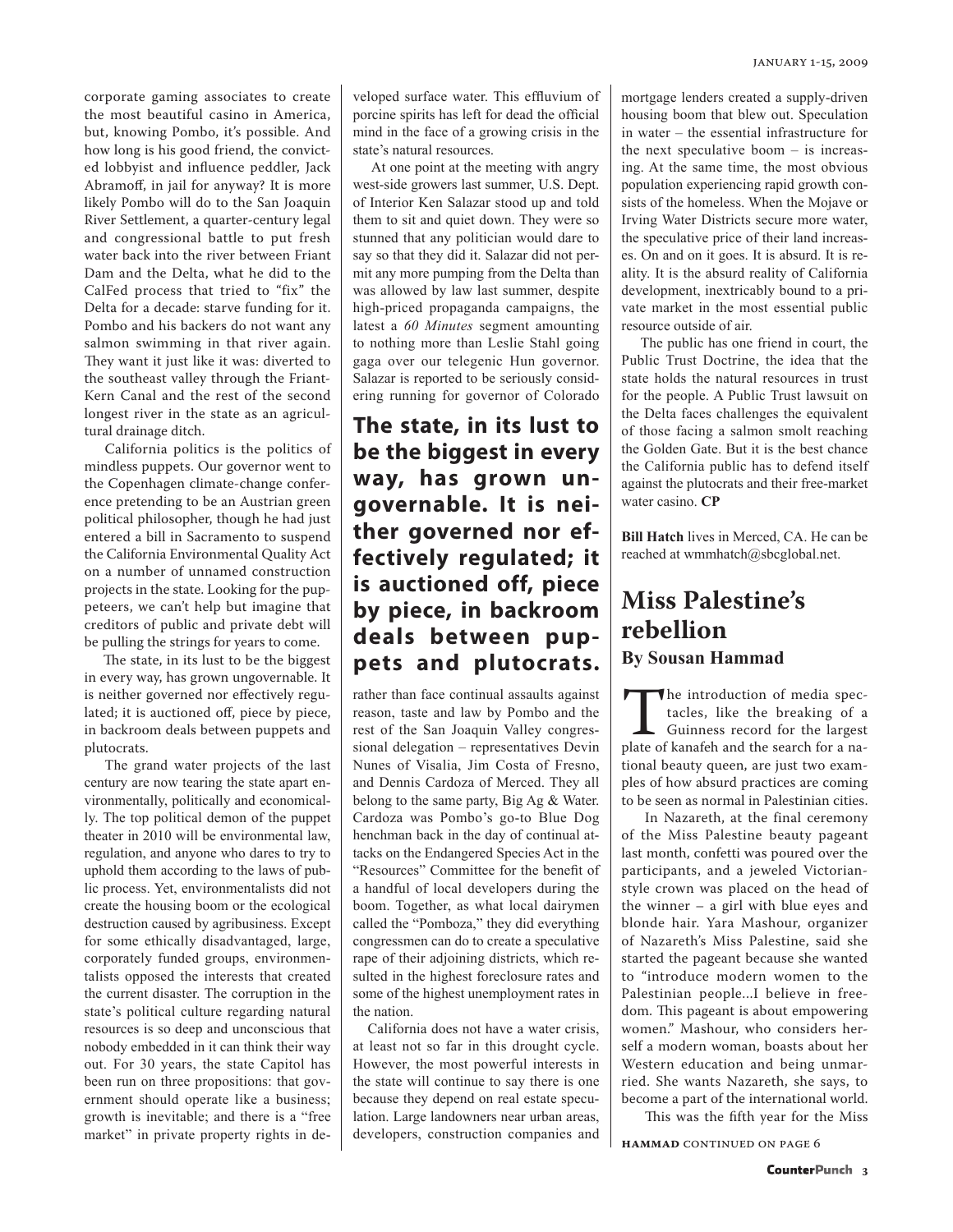corporate gaming associates to create the most beautiful casino in America, but, knowing Pombo, it's possible. And how long is his good friend, the convicted lobbyist and influence peddler, Jack Abramoff, in jail for anyway? It is more likely Pombo will do to the San Joaquin River Settlement, a quarter-century legal and congressional battle to put fresh water back into the river between Friant Dam and the Delta, what he did to the CalFed process that tried to "fix" the Delta for a decade: starve funding for it. Pombo and his backers do not want any salmon swimming in that river again. They want it just like it was: diverted to the southeast valley through the Friant-Kern Canal and the rest of the second longest river in the state as an agricultural drainage ditch.

California politics is the politics of mindless puppets. Our governor went to the Copenhagen climate-change conference pretending to be an Austrian green political philosopher, though he had just entered a bill in Sacramento to suspend the California Environmental Quality Act on a number of unnamed construction projects in the state. Looking for the puppeteers, we can't help but imagine that creditors of public and private debt will be pulling the strings for years to come.

The state, in its lust to be the biggest in every way, has grown ungovernable. It is neither governed nor effectively regulated; it is auctioned off, piece by piece, in backroom deals between puppets and plutocrats.

The grand water projects of the last century are now tearing the state apart environmentally, politically and economically. The top political demon of the puppet theater in 2010 will be environmental law, regulation, and anyone who dares to try to uphold them according to the laws of public process. Yet, environmentalists did not create the housing boom or the ecological destruction caused by agribusiness. Except for some ethically disadvantaged, large, corporately funded groups, environmentalists opposed the interests that created the current disaster. The corruption in the state's political culture regarding natural resources is so deep and unconscious that nobody embedded in it can think their way out. For 30 years, the state Capitol has been run on three propositions: that government should operate like a business; growth is inevitable; and there is a "free market" in private property rights in developed surface water. This effluvium of porcine spirits has left for dead the official mind in the face of a growing crisis in the state's natural resources.

At one point at the meeting with angry west-side growers last summer, U.S. Dept. of Interior Ken Salazar stood up and told them to sit and quiet down. They were so stunned that any politician would dare to say so that they did it. Salazar did not permit any more pumping from the Delta than was allowed by law last summer, despite high-priced propaganda campaigns, the latest a *60 Minutes* segment amounting to nothing more than Leslie Stahl going gaga over our telegenic Hun governor. Salazar is reported to be seriously considering running for governor of Colorado rather than face continual assaults against reason, taste and law by Pombo and the rest of the San Joaquin Valley congressional delegation – representatives Devin Nunes of Visalia, Jim Costa of Fresno, and Dennis Cardoza of Merced. They all belong to the same party, Big Ag & Water. Cardoza was Pombo's go-to Blue Dog henchman back in the day of continual attacks on the Endangered Species Act in the "Resources" Committee for the benefit of a handful of local developers during the boom. Together, as what local dairymen called the "Pomboza," they did everything congressmen can do to create a speculative rape of their adjoining districts, which resulted in the highest foreclosure rates and some of the highest unemployment rates in the nation.

**The state, in its lust to be the biggest in every way, has grown ungovernable. It is neither governed nor effectively regulated; it is auctioned off, piece by piece, in backroom deals between puppets and plutocrats.**

California does not have a water crisis, at least not so far in this drought cycle. However, the most powerful interests in the state will continue to say there is one because they depend on real estate speculation. Large landowners near urban areas, developers, construction companies and mortgage lenders created a supply-driven housing boom that blew out. Speculation in water – the essential infrastructure for the next speculative boom – is increasing. At the same time, the most obvious population experiencing rapid growth consists of the homeless. When the Mojave or Irving Water Districts secure more water, the speculative price of their land increases. On and on it goes. It is absurd. It is reality. It is the absurd reality of California development, inextricably bound to a private market in the most essential public resource outside of air.

The public has one friend in court, the Public Trust Doctrine, the idea that the state holds the natural resources in trust for the people. A Public Trust lawsuit on the Delta faces challenges the equivalent of those facing a salmon smolt reaching the Golden Gate. But it is the best chance the California public has to defend itself against the plutocrats and their free-market water casino. **CP**

**Bill Hatch** lives in Merced, CA. He can be reached at wmmhatch@sbcglobal.net.

# Miss Palestine's rebellion

### By Sousan Hammad

The introduction of media spectacles, like the breaking of a Guinness record for the largest plate of kanafeh and the search for a national beauty queen, are just two examples of how absurd practices are coming to be seen as normal in Palestinian cities.

In Nazareth, at the final ceremony of the Miss Palestine beauty pageant last month, confetti was poured over the participants, and a jeweled Victorian-style crown was placed on the head of the winner – a girl with blue eyes and blonde hair. Yara Mashour, organizer of Nazareth's Miss Palestine, said she started the pageant because she wanted to "introduce modern women to the Palestinian people...I believe in freedom. This pageant is about empowering women." Mashour, who considers herself a modern woman, boasts about her Western education and being unmarried. She wants Nazareth, she says, to become a part of the international world.

This was the fifth year for the Miss

**HAMMAD** CONTINUED ON PAGE 6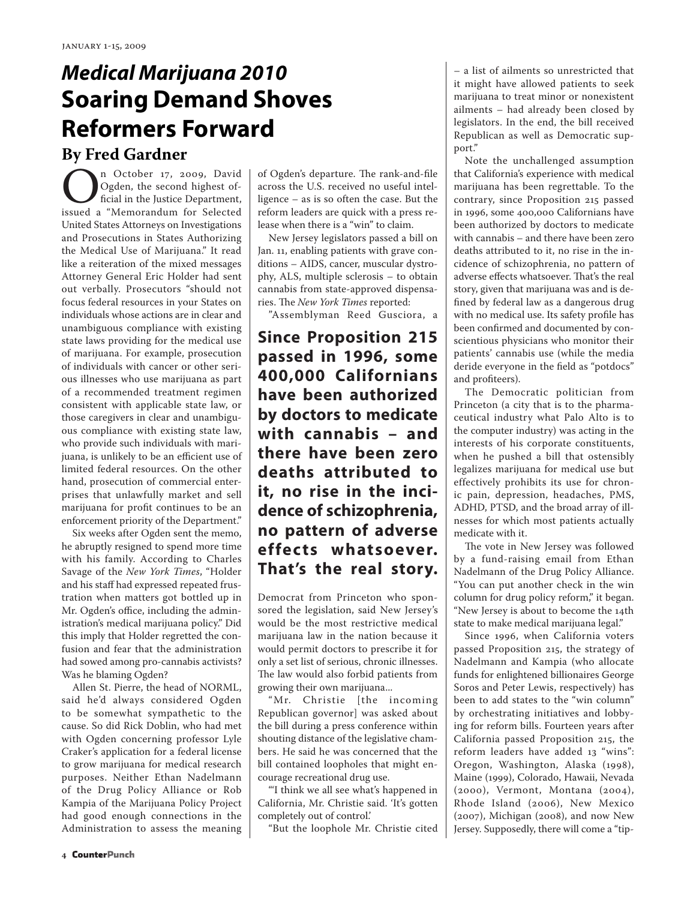# *Medical Marijuana 2010*
# Soaring Demand Shoves Reformers Forward

## By Fred Gardner

On October 17, 2009, David Ogden, the second highest official in the Justice Department, issued a "Memorandum for Selected United States Attorneys on Investigations and Prosecutions in States Authorizing the Medical Use of Marijuana." It read like a reiteration of the mixed messages Attorney General Eric Holder had sent out verbally. Prosecutors "should not focus federal resources in your States on individuals whose actions are in clear and unambiguous compliance with existing state laws providing for the medical use of marijuana. For example, prosecution of individuals with cancer or other serious illnesses who use marijuana as part of a recommended treatment regimen consistent with applicable state law, or those caregivers in clear and unambiguous compliance with existing state law, who provide such individuals with marijuana, is unlikely to be an efficient use of limited federal resources. On the other hand, prosecution of commercial enterprises that unlawfully market and sell marijuana for profit continues to be an enforcement priority of the Department."

Six weeks after Ogden sent the memo, he abruptly resigned to spend more time with his family. According to Charles Savage of the *New York Times*, "Holder and his staff had expressed repeated frustration when matters got bottled up in Mr. Ogden's office, including the administration's medical marijuana policy." Did this imply that Holder regretted the confusion and fear that the administration had sowed among pro-cannabis activists? Was he blaming Ogden?

Allen St. Pierre, the head of NORML, said he'd always considered Ogden to be somewhat sympathetic to the cause. So did Rick Doblin, who had met with Ogden concerning professor Lyle Craker's application for a federal license to grow marijuana for medical research purposes. Neither Ethan Nadelmann of the Drug Policy Alliance or Rob Kampia of the Marijuana Policy Project had good enough connections in the Administration to assess the meaning of Ogden's departure. The rank-and-file across the U.S. received no useful intelligence – as is so often the case. But the reform leaders are quick with a press release when there is a "win" to claim.

New Jersey legislators passed a bill on Jan. 11, enabling patients with grave conditions – AIDS, cancer, muscular dystrophy, ALS, multiple sclerosis – to obtain cannabis from state-approved dispensaries. The *New York Times* reported:

"Assemblyman Reed Gusciora, a Democrat from Princeton who sponsored the legislation, said New Jersey's would be the most restrictive medical marijuana law in the nation because it would permit doctors to prescribe it for only a set list of serious, chronic illnesses. The law would also forbid patients from growing their own marijuana...

"Mr. Christie [the incoming Republican governor] was asked about the bill during a press conference within shouting distance of the legislative chambers. He said he was concerned that the bill contained loopholes that might encourage recreational drug use.

"'I think we all see what's happened in California, Mr. Christie said. 'It's gotten completely out of control.'

"But the loophole Mr. Christie cited – a list of ailments so unrestricted that it might have allowed patients to seek marijuana to treat minor or nonexistent ailments – had already been closed by legislators. In the end, the bill received Republican as well as Democratic support."

**Since Proposition 215 passed in 1996, some 400,000 Californians have been authorized by doctors to medicate with cannabis – and there have been zero deaths attributed to it, no rise in the incidence of schizophrenia, no pattern of adverse effects whatsoever. That's the real story.**

Note the unchallenged assumption that California's experience with medical marijuana has been regrettable. To the contrary, since Proposition 215 passed in 1996, some 400,000 Californians have been authorized by doctors to medicate with cannabis – and there have been zero deaths attributed to it, no rise in the incidence of schizophrenia, no pattern of adverse effects whatsoever. That's the real story, given that marijuana was and is defined by federal law as a dangerous drug with no medical use. Its safety profile has been confirmed and documented by conscientious physicians who monitor their patients' cannabis use (while the media deride everyone in the field as "potdocs" and profiteers).

The Democratic politician from Princeton (a city that is to the pharmaceutical industry what Palo Alto is to the computer industry) was acting in the interests of his corporate constituents, when he pushed a bill that ostensibly legalizes marijuana for medical use but effectively prohibits its use for chronic pain, depression, headaches, PMS, ADHD, PTSD, and the broad array of illnesses for which most patients actually medicate with it.

The vote in New Jersey was followed by a fund-raising email from Ethan Nadelmann of the Drug Policy Alliance. "You can put another check in the win column for drug policy reform," it began. "New Jersey is about to become the 14th state to make medical marijuana legal."

Since 1996, when California voters passed Proposition 215, the strategy of Nadelmann and Kampia (who allocate funds for enlightened billionaires George Soros and Peter Lewis, respectively) has been to add states to the "win column" by orchestrating initiatives and lobbying for reform bills. Fourteen years after California passed Proposition 215, the reform leaders have added 13 "wins": Oregon, Washington, Alaska (1998), Maine (1999), Colorado, Hawaii, Nevada (2000), Vermont, Montana (2004), Rhode Island (2006), New Mexico (2007), Michigan (2008), and now New Jersey. Supposedly, there will come a "tip-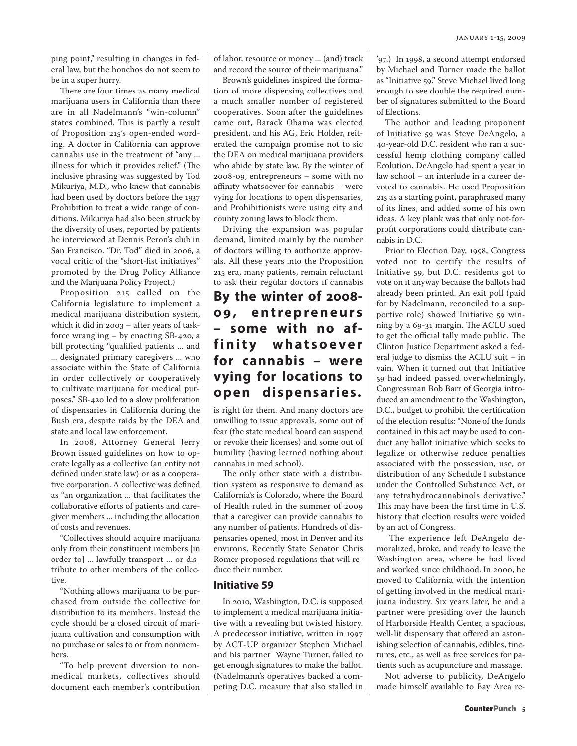ping point," resulting in changes in federal law, but the honchos do not seem to be in a super hurry.

There are four times as many medical marijuana users in California than there are in all Nadelmann's "win-column" states combined. This is partly a result of Proposition 215's open-ended wording. A doctor in California can approve cannabis use in the treatment of "any ... illness for which it provides relief." (The inclusive phrasing was suggested by Tod Mikuriya, M.D., who knew that cannabis had been used by doctors before the 1937 Prohibition to treat a wide range of conditions. Mikuriya had also been struck by the diversity of uses, reported by patients he interviewed at Dennis Peron's club in San Francisco. "Dr. Tod" died in 2006, a vocal critic of the "short-list initiatives" promoted by the Drug Policy Alliance and the Marijuana Policy Project.)

Proposition 215 called on the California legislature to implement a medical marijuana distribution system, which it did in 2003 – after years of task-force wrangling – by enacting SB-420, a bill protecting "qualified patients ... and ... designated primary caregivers ... who associate within the State of California in order collectively or cooperatively to cultivate marijuana for medical purposes." SB-420 led to a slow proliferation of dispensaries in California during the Bush era, despite raids by the DEA and state and local law enforcement.

In 2008, Attorney General Jerry Brown issued guidelines on how to operate legally as a collective (an entity not defined under state law) or as a cooperative corporation. A collective was defined as "an organization ... that facilitates the collaborative efforts of patients and caregiver members ... including the allocation of costs and revenues.

"Collectives should acquire marijuana only from their constituent members [in order to] ... lawfully transport ... or distribute to other members of the collective.

"Nothing allows marijuana to be purchased from outside the collective for distribution to its members. Instead the cycle should be a closed circuit of marijuana cultivation and consumption with no purchase or sales to or from nonmembers.

"To help prevent diversion to non-medical markets, collectives should document each member's contribution of labor, resource or money ... (and) track and record the source of their marijuana."

Brown's guidelines inspired the formation of more dispensing collectives and a much smaller number of registered cooperatives. Soon after the guidelines came out, Barack Obama was elected president, and his AG, Eric Holder, reiterated the campaign promise not to sic the DEA on medical marijuana providers who abide by state law. By the winter of 2008-09, entrepreneurs – some with no affinity whatsoever for cannabis – were vying for locations to open dispensaries, and Prohibitionists were using city and county zoning laws to block them.

Driving the expansion was popular demand, limited mainly by the number of doctors willing to authorize approvals. All these years into the Proposition 215 era, many patients, remain reluctant to ask their regular doctors if cannabis is right for them. And many doctors are unwilling to issue approvals, some out of fear (the state medical board can suspend or revoke their licenses) and some out of humility (having learned nothing about cannabis in med school).

**By the winter of 2008-09, entrepreneurs – some with no affinity whatsoever for cannabis – were vying for locations to open dispensaries.**

The only other state with a distribution system as responsive to demand as California's is Colorado, where the Board of Health ruled in the summer of 2009 that a caregiver can provide cannabis to any number of patients. Hundreds of dispensaries opened, most in Denver and its environs. Recently State Senator Chris Romer proposed regulations that will reduce their number.

## Initiative 59

In 2010, Washington, D.C. is supposed to implement a medical marijuana initiative with a revealing but twisted history. A predecessor initiative, written in 1997 by ACT-UP organizer Stephen Michael and his partner Wayne Turner, failed to get enough signatures to make the ballot. (Nadelmann's operatives backed a competing D.C. measure that also stalled in '97.) In 1998, a second attempt endorsed by Michael and Turner made the ballot as "Initiative 59." Steve Michael lived long enough to see double the required number of signatures submitted to the Board of Elections.

The author and leading proponent of Initiative 59 was Steve DeAngelo, a 40-year-old D.C. resident who ran a successful hemp clothing company called Ecolution. DeAngelo had spent a year in law school – an interlude in a career devoted to cannabis. He used Proposition 215 as a starting point, paraphrased many of its lines, and added some of his own ideas. A key plank was that only not-for-profit corporations could distribute cannabis in D.C.

Prior to Election Day, 1998, Congress voted not to certify the results of Initiative 59, but D.C. residents got to vote on it anyway because the ballots had already been printed. An exit poll (paid for by Nadelmann, reconciled to a supportive role) showed Initiative 59 winning by a 69-31 margin. The ACLU sued to get the official tally made public. The Clinton Justice Department asked a federal judge to dismiss the ACLU suit – in vain. When it turned out that Initiative 59 had indeed passed overwhelmingly, Congressman Bob Barr of Georgia introduced an amendment to the Washington, D.C., budget to prohibit the certification of the election results: "None of the funds contained in this act may be used to conduct any ballot initiative which seeks to legalize or otherwise reduce penalties associated with the possession, use, or distribution of any Schedule I substance under the Controlled Substance Act, or any tetrahydrocannabinols derivative." This may have been the first time in U.S. history that election results were voided by an act of Congress.

The experience left DeAngelo demoralized, broke, and ready to leave the Washington area, where he had lived and worked since childhood. In 2000, he moved to California with the intention of getting involved in the medical marijuana industry. Six years later, he and a partner were presiding over the launch of Harborside Health Center, a spacious, well-lit dispensary that offered an astonishing selection of cannabis, edibles, tinctures, etc., as well as free services for patients such as acupuncture and massage.

Not adverse to publicity, DeAngelo made himself available to Bay Area re-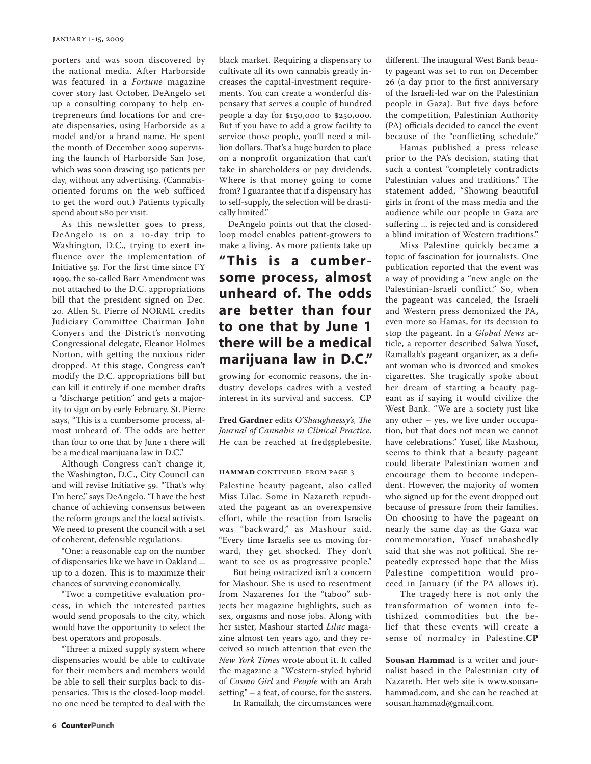porters and was soon discovered by the national media. After Harborside was featured in a *Fortune* magazine cover story last October, DeAngelo set up a consulting company to help entrepreneurs find locations for and create dispensaries, using Harborside as a model and/or a brand name. He spent the month of December 2009 supervising the launch of Harborside San Jose, which was soon drawing 150 patients per day, without any advertising. (Cannabis-oriented forums on the web sufficed to get the word out.) Patients typically spend about $80 per visit.

As this newsletter goes to press, DeAngelo is on a 10-day trip to Washington, D.C., trying to exert influence over the implementation of Initiative 59. For the first time since FY 1999, the so-called Barr Amendment was not attached to the D.C. appropriations bill that the president signed on Dec. 20. Allen St. Pierre of NORML credits Judiciary Committee Chairman John Conyers and the District's nonvoting Congressional delegate, Eleanor Holmes Norton, with getting the noxious rider dropped. At this stage, Congress can't modify the D.C. appropriations bill but can kill it entirely if one member drafts a "discharge petition" and gets a majority to sign on by early February. St. Pierre says, "This is a cumbersome process, almost unheard of. The odds are better than four to one that by June 1 there will be a medical marijuana law in D.C."

Although Congress can't change it, the Washington, D.C., City Council can and will revise Initiative 59. "That's why I'm here," says DeAngelo. "I have the best chance of achieving consensus between the reform groups and the local activists. We need to present the council with a set of coherent, defensible regulations:

"One: a reasonable cap on the number of dispensaries like we have in Oakland ... up to a dozen. This is to maximize their chances of surviving economically.

"Two: a competitive evaluation process, in which the interested parties would send proposals to the city, which would have the opportunity to select the best operators and proposals.

"Three: a mixed supply system where dispensaries would be able to cultivate for their members and members would be able to sell their surplus back to dispensaries. This is the closed-loop model: no one need be tempted to deal with the black market. Requiring a dispensary to cultivate all its own cannabis greatly increases the capital-investment requirements. You can create a wonderful dispensary that serves a couple of hundred people a day for $150,000 to $250,000. But if you have to add a grow facility to service those people, you'll need a million dollars. That's a huge burden to place on a nonprofit organization that can't take in shareholders or pay dividends. Where is that money going to come from? I guarantee that if a dispensary has to self-supply, the selection will be drastically limited."

DeAngelo points out that the closed-loop model enables patient-growers to make a living. As more patients take up growing for economic reasons, the industry develops cadres with a vested interest in its survival and success. **CP**

**"This is a cumbersome process, almost unheard of. The odds are better than four to one that by June 1 there will be a medical marijuana law in D.C."**

**Fred Gardner** edits *O'Shaughnessy's, The Journal of Cannabis in Clinical Practice*. He can be reached at fred@plebesite.

**HAMMAD** CONTINUED FROM PAGE 3

Palestine beauty pageant, also called Miss Lilac. Some in Nazareth repudiated the pageant as an overexpensive effort, while the reaction from Israelis was "backward," as Mashour said. "Every time Israelis see us moving forward, they get shocked. They don't want to see us as progressive people."

But being ostracized isn't a concern for Mashour. She is used to resentment from Nazarenes for the "taboo" subjects her magazine highlights, such as sex, orgasms and nose jobs. Along with her sister, Mashour started *Lilac* magazine almost ten years ago, and they received so much attention that even the *New York Times* wrote about it. It called the magazine a "Western-styled hybrid of *Cosmo Girl* and *People* with an Arab setting" – a feat, of course, for the sisters.

In Ramallah, the circumstances were different. The inaugural West Bank beauty pageant was set to run on December 26 (a day prior to the first anniversary of the Israeli-led war on the Palestinian people in Gaza). But five days before the competition, Palestinian Authority (PA) officials decided to cancel the event because of the "conflicting schedule."

Hamas published a press release prior to the PA's decision, stating that such a contest "completely contradicts Palestinian values and traditions." The statement added, "Showing beautiful girls in front of the mass media and the audience while our people in Gaza are suffering ... is rejected and is considered a blind imitation of Western traditions."

Miss Palestine quickly became a topic of fascination for journalists. One publication reported that the event was a way of providing a "new angle on the Palestinian-Israeli conflict." So, when the pageant was canceled, the Israeli and Western press demonized the PA, even more so Hamas, for its decision to stop the pageant. In a *Global News* article, a reporter described Salwa Yusef, Ramallah's pageant organizer, as a defiant woman who is divorced and smokes cigarettes. She tragically spoke about her dream of starting a beauty pageant as if saying it would civilize the West Bank. "We are a society just like any other – yes, we live under occupation, but that does not mean we cannot have celebrations." Yusef, like Mashour, seems to think that a beauty pageant could liberate Palestinian women and encourage them to become independent. However, the majority of women who signed up for the event dropped out because of pressure from their families. On choosing to have the pageant on nearly the same day as the Gaza war commemoration, Yusef unabashedly said that she was not political. She repeatedly expressed hope that the Miss Palestine competition would proceed in January (if the PA allows it).

The tragedy here is not only the transformation of women into fetishized commodities but the belief that these events will create a sense of normalcy in Palestine. **CP**

**Sousan Hammad** is a writer and journalist based in the Palestinian city of Nazareth. Her web site is www.sousanhammad.com, and she can be reached at sousan.hammad@gmail.com.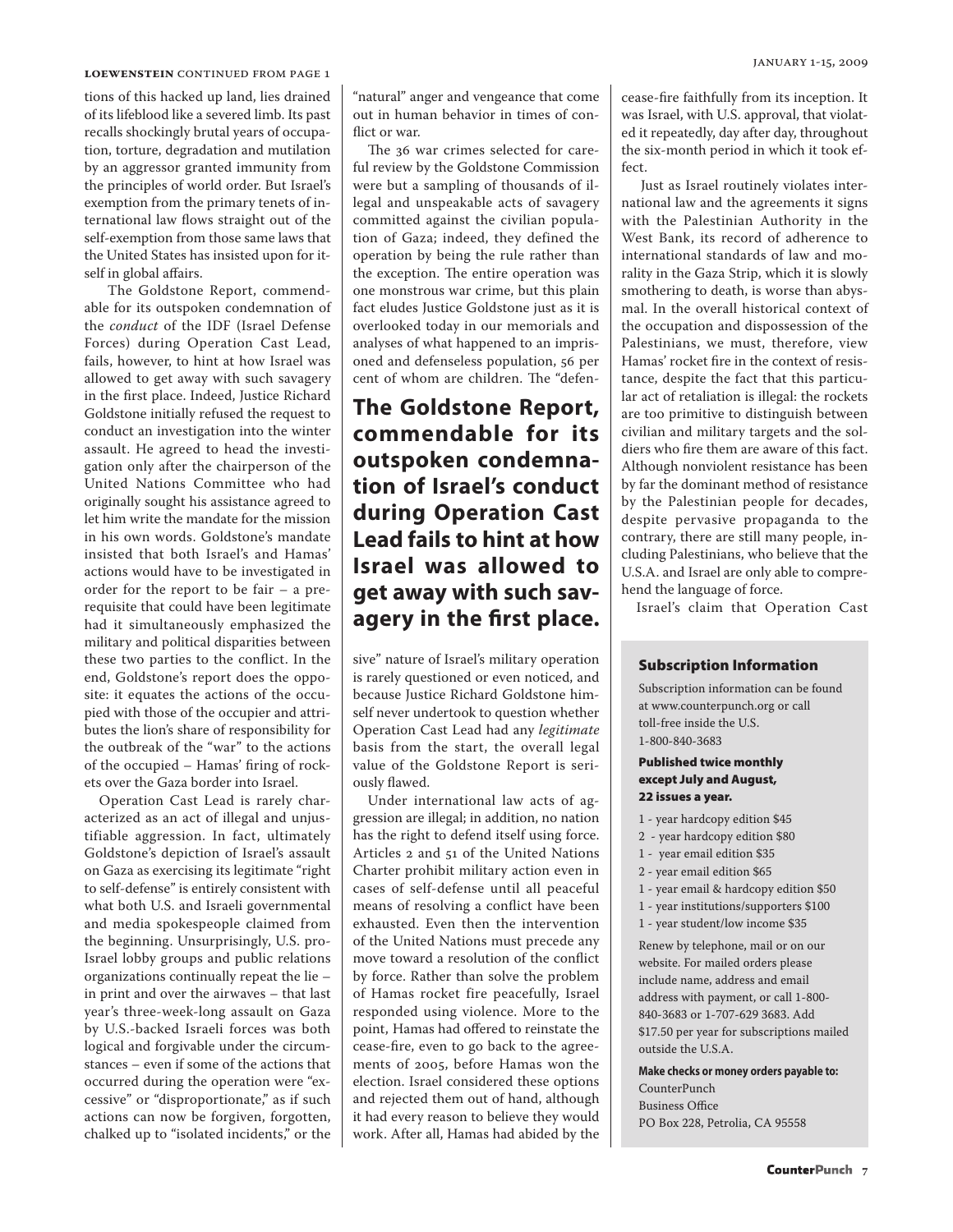**LOEWENSTEIN** CONTINUED FROM PAGE 1

tions of this hacked up land, lies drained of its lifeblood like a severed limb. Its past recalls shockingly brutal years of occupation, torture, degradation and mutilation by an aggressor granted immunity from the principles of world order. But Israel's exemption from the primary tenets of international law flows straight out of the self-exemption from those same laws that the United States has insisted upon for itself in global affairs.

The Goldstone Report, commendable for its outspoken condemnation of the *conduct* of the IDF (Israel Defense Forces) during Operation Cast Lead, fails, however, to hint at how Israel was allowed to get away with such savagery in the first place. Indeed, Justice Richard Goldstone initially refused the request to conduct an investigation into the winter assault. He agreed to head the investigation only after the chairperson of the United Nations Committee who had originally sought his assistance agreed to let him write the mandate for the mission in his own words. Goldstone's mandate insisted that both Israel's and Hamas' actions would have to be investigated in order for the report to be fair – a prerequisite that could have been legitimate had it simultaneously emphasized the military and political disparities between these two parties to the conflict. In the end, Goldstone's report does the opposite: it equates the actions of the occupied with those of the occupier and attributes the lion's share of responsibility for the outbreak of the "war" to the actions of the occupied – Hamas' firing of rockets over the Gaza border into Israel.

Operation Cast Lead is rarely characterized as an act of illegal and unjustifiable aggression. In fact, ultimately Goldstone's depiction of Israel's assault on Gaza as exercising its legitimate "right to self-defense" is entirely consistent with what both U.S. and Israeli governmental and media spokespeople claimed from the beginning. Unsurprisingly, U.S. pro-Israel lobby groups and public relations organizations continually repeat the lie – in print and over the airwaves – that last year's three-week-long assault on Gaza by U.S.-backed Israeli forces was both logical and forgivable under the circumstances – even if some of the actions that occurred during the operation were "excessive" or "disproportionate," as if such actions can now be forgiven, forgotten, chalked up to "isolated incidents," or the "natural" anger and vengeance that come out in human behavior in times of conflict or war.

The 36 war crimes selected for careful review by the Goldstone Commission were but a sampling of thousands of illegal and unspeakable acts of savagery committed against the civilian population of Gaza; indeed, they defined the operation by being the rule rather than the exception. The entire operation was one monstrous war crime, but this plain fact eludes Justice Goldstone just as it is overlooked today in our memorials and analyses of what happened to an imprisoned and defenseless population, 56 per cent of whom are children. The "defensive" nature of Israel's military operation is rarely questioned or even noticed, and because Justice Richard Goldstone himself never undertook to question whether Operation Cast Lead had any *legitimate* basis from the start, the overall legal value of the Goldstone Report is seriously flawed.

**The Goldstone Report, commendable for its outspoken condemnation of Israel's conduct during Operation Cast Lead fails to hint at how Israel was allowed to get away with such savagery in the first place.**

Under international law acts of aggression are illegal; in addition, no nation has the right to defend itself using force. Articles 2 and 51 of the United Nations Charter prohibit military action even in cases of self-defense until all peaceful means of resolving a conflict have been exhausted. Even then the intervention of the United Nations must precede any move toward a resolution of the conflict by force. Rather than solve the problem of Hamas rocket fire peacefully, Israel responded using violence. More to the point, Hamas had offered to reinstate the cease-fire, even to go back to the agreements of 2005, before Hamas won the election. Israel considered these options and rejected them out of hand, although it had every reason to believe they would work. After all, Hamas had abided by the cease-fire faithfully from its inception. It was Israel, with U.S. approval, that violated it repeatedly, day after day, throughout the six-month period in which it took effect.

Just as Israel routinely violates international law and the agreements it signs with the Palestinian Authority in the West Bank, its record of adherence to international standards of law and morality in the Gaza Strip, which it is slowly smothering to death, is worse than abysmal. In the overall historical context of the occupation and dispossession of the Palestinians, we must, therefore, view Hamas' rocket fire in the context of resistance, despite the fact that this particular act of retaliation is illegal: the rockets are too primitive to distinguish between civilian and military targets and the soldiers who fire them are aware of this fact. Although nonviolent resistance has been by far the dominant method of resistance by the Palestinian people for decades, despite pervasive propaganda to the contrary, there are still many people, including Palestinians, who believe that the U.S.A. and Israel are only able to comprehend the language of force.

Israel's claim that Operation Cast

## Subscription Information

Subscription information can be found at www.counterpunch.org or call toll-free inside the U.S. 1-800-840-3683

**Published twice monthly except July and August, 22 issues a year.**

- 1 - year hardcopy edition $45
- 2 - year hardcopy edition $80
- 1 - year email edition $35
- 2 - year email edition $65
- 1 - year email & hardcopy edition $50
- 1 - year institutions/supporters $100
- 1 - year student/low income $35

Renew by telephone, mail or on our website. For mailed orders please include name, address and email address with payment, or call 1-800-840-3683 or 1-707-629 3683. Add $17.50 per year for subscriptions mailed outside the U.S.A.

**Make checks or money orders payable to:**
CounterPunch
Business Office
PO Box 228, Petrolia, CA 95558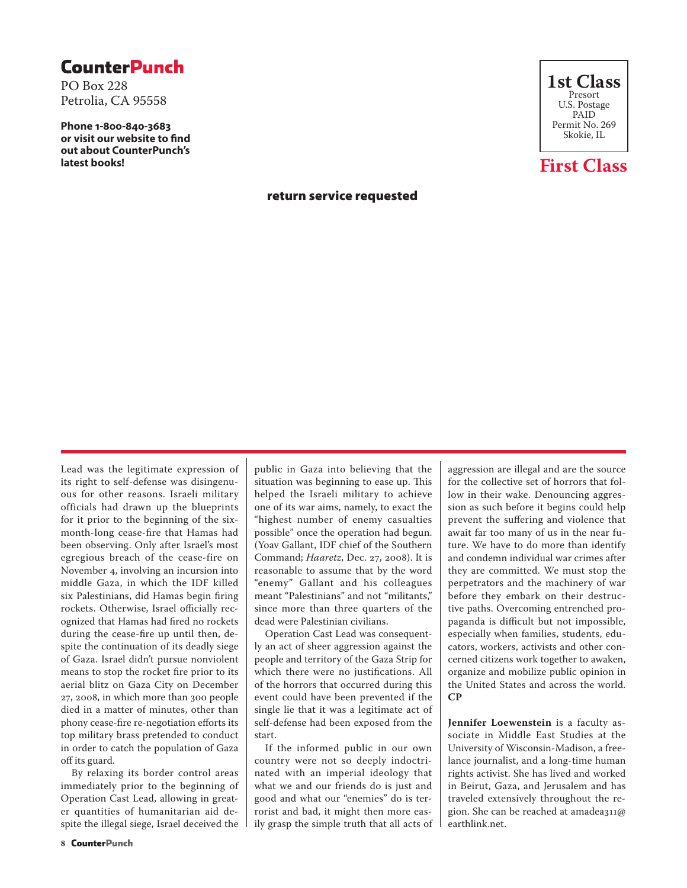**CounterPunch**

PO Box 228
Petrolia, CA 95558

**Phone 1-800-840-3683 or visit our website to find out about CounterPunch's latest books!**

**1st Class**
Presort
U.S. Postage
PAID
Permit No. 269
Skokie, IL

**First Class**

**return service requested**

Lead was the legitimate expression of its right to self-defense was disingenuous for other reasons. Israeli military officials had drawn up the blueprints for it prior to the beginning of the six-month-long cease-fire that Hamas had been observing. Only after Israel's most egregious breach of the cease-fire on November 4, involving an incursion into middle Gaza, in which the IDF killed six Palestinians, did Hamas begin firing rockets. Otherwise, Israel officially recognized that Hamas had fired no rockets during the cease-fire up until then, despite the continuation of its deadly siege of Gaza. Israel didn't pursue nonviolent means to stop the rocket fire prior to its aerial blitz on Gaza City on December 27, 2008, in which more than 300 people died in a matter of minutes, other than phony cease-fire re-negotiation efforts its top military brass pretended to conduct in order to catch the population of Gaza off its guard.

By relaxing its border control areas immediately prior to the beginning of Operation Cast Lead, allowing in greater quantities of humanitarian aid despite the illegal siege, Israel deceived the public in Gaza into believing that the situation was beginning to ease up. This helped the Israeli military to achieve one of its war aims, namely, to exact the "highest number of enemy casualties possible" once the operation had begun. (Yoav Gallant, IDF chief of the Southern Command; *Haaretz*, Dec. 27, 2008). It is reasonable to assume that by the word "enemy" Gallant and his colleagues meant "Palestinians" and not "militants," since more than three quarters of the dead were Palestinian civilians.

Operation Cast Lead was consequently an act of sheer aggression against the people and territory of the Gaza Strip for which there were no justifications. All of the horrors that occurred during this event could have been prevented if the single lie that it was a legitimate act of self-defense had been exposed from the start.

If the informed public in our own country were not so deeply indoctrinated with an imperial ideology that what we and our friends do is just and good and what our "enemies" do is terrorist and bad, it might then more easily grasp the simple truth that all acts of aggression are illegal and are the source for the collective set of horrors that follow in their wake. Denouncing aggression as such before it begins could help prevent the suffering and violence that await far too many of us in the near future. We have to do more than identify and condemn individual war crimes after they are committed. We must stop the perpetrators and the machinery of war before they embark on their destructive paths. Overcoming entrenched propaganda is difficult but not impossible, especially when families, students, educators, workers, activists and other concerned citizens work together to awaken, organize and mobilize public opinion in the United States and across the world. **CP**

**Jennifer Loewenstein** is a faculty associate in Middle East Studies at the University of Wisconsin-Madison, a freelance journalist, and a long-time human rights activist. She has lived and worked in Beirut, Gaza, and Jerusalem and has traveled extensively throughout the region. She can be reached at amadea311@earthlink.net.